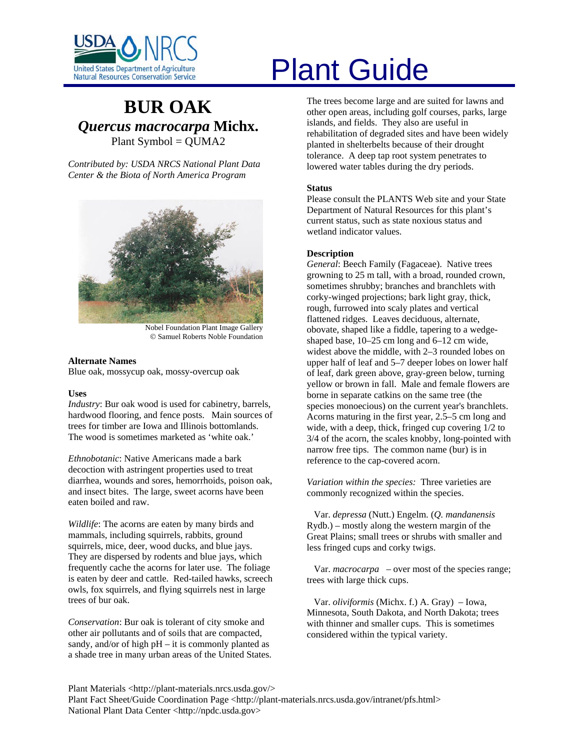# Plant Guide

## BUR OAK

### *Quercus macrocarpa* Michx.

Plant Symbol = QUMA2

*Contributed by: USDA NRCS National Plant Data Center & the Biota of North America Program*

Nobel Foundation Plant Image Gallery
© Samuel Roberts Noble Foundation

### Alternate Names

Blue oak, mossycup oak, mossy-overcup oak

### Uses

*Industry*: Bur oak wood is used for cabinetry, barrels, hardwood flooring, and fence posts. Main sources of trees for timber are Iowa and Illinois bottomlands. The wood is sometimes marketed as 'white oak.'

*Ethnobotanic*: Native Americans made a bark decoction with astringent properties used to treat diarrhea, wounds and sores, hemorrhoids, poison oak, and insect bites. The large, sweet acorns have been eaten boiled and raw.

*Wildlife*: The acorns are eaten by many birds and mammals, including squirrels, rabbits, ground squirrels, mice, deer, wood ducks, and blue jays. They are dispersed by rodents and blue jays, which frequently cache the acorns for later use. The foliage is eaten by deer and cattle. Red-tailed hawks, screech owls, fox squirrels, and flying squirrels nest in large trees of bur oak.

*Conservation*: Bur oak is tolerant of city smoke and other air pollutants and of soils that are compacted, sandy, and/or of high pH – it is commonly planted as a shade tree in many urban areas of the United States. The trees become large and are suited for lawns and other open areas, including golf courses, parks, large islands, and fields. They also are useful in rehabilitation of degraded sites and have been widely planted in shelterbelts because of their drought tolerance. A deep tap root system penetrates to lowered water tables during the dry periods.

### Status

Please consult the PLANTS Web site and your State Department of Natural Resources for this plant's current status, such as state noxious status and wetland indicator values.

### Description

*General*: Beech Family (Fagaceae). Native trees growning to 25 m tall, with a broad, rounded crown, sometimes shrubby; branches and branchlets with corky-winged projections; bark light gray, thick, rough, furrowed into scaly plates and vertical flattened ridges. Leaves deciduous, alternate, obovate, shaped like a fiddle, tapering to a wedge-shaped base, 10–25 cm long and 6–12 cm wide, widest above the middle, with 2–3 rounded lobes on upper half of leaf and 5–7 deeper lobes on lower half of leaf, dark green above, gray-green below, turning yellow or brown in fall. Male and female flowers are borne in separate catkins on the same tree (the species monoecious) on the current year's branchlets. Acorns maturing in the first year, 2.5–5 cm long and wide, with a deep, thick, fringed cup covering 1/2 to 3/4 of the acorn, the scales knobby, long-pointed with narrow free tips. The common name (bur) is in reference to the cap-covered acorn.

*Variation within the species:* Three varieties are commonly recognized within the species.

Var. *depressa* (Nutt.) Engelm. (*Q. mandanensis* Rydb.) – mostly along the western margin of the Great Plains; small trees or shrubs with smaller and less fringed cups and corky twigs.

Var. *macrocarpa* – over most of the species range; trees with large thick cups.

Var. *oliviformis* (Michx. f.) A. Gray) – Iowa, Minnesota, South Dakota, and North Dakota; trees with thinner and smaller cups. This is sometimes considered within the typical variety.

Plant Materials <http://plant-materials.nrcs.usda.gov/>
Plant Fact Sheet/Guide Coordination Page <http://plant-materials.nrcs.usda.gov/intranet/pfs.html>
National Plant Data Center <http://npdc.usda.gov>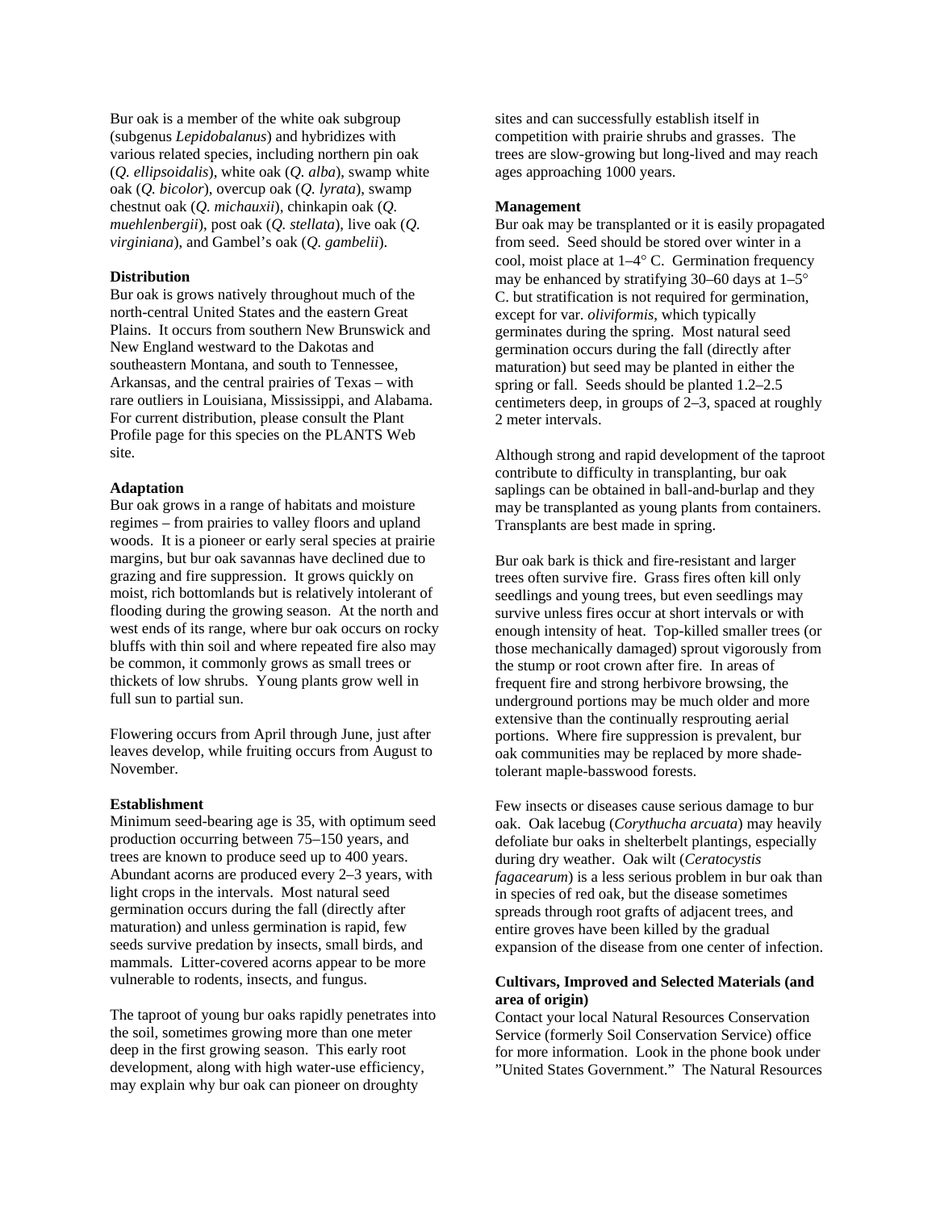Bur oak is a member of the white oak subgroup (subgenus *Lepidobalanus*) and hybridizes with various related species, including northern pin oak (*Q. ellipsoidalis*), white oak (*Q. alba*), swamp white oak (*Q. bicolor*), overcup oak (*Q. lyrata*), swamp chestnut oak (*Q. michauxii*), chinkapin oak (*Q. muehlenbergii*), post oak (*Q. stellata*), live oak (*Q. virginiana*), and Gambel's oak (*Q. gambelii*).

**Distribution**

Bur oak is grows natively throughout much of the north-central United States and the eastern Great Plains. It occurs from southern New Brunswick and New England westward to the Dakotas and southeastern Montana, and south to Tennessee, Arkansas, and the central prairies of Texas – with rare outliers in Louisiana, Mississippi, and Alabama. For current distribution, please consult the Plant Profile page for this species on the PLANTS Web site.

**Adaptation**

Bur oak grows in a range of habitats and moisture regimes – from prairies to valley floors and upland woods. It is a pioneer or early seral species at prairie margins, but bur oak savannas have declined due to grazing and fire suppression. It grows quickly on moist, rich bottomlands but is relatively intolerant of flooding during the growing season. At the north and west ends of its range, where bur oak occurs on rocky bluffs with thin soil and where repeated fire also may be common, it commonly grows as small trees or thickets of low shrubs. Young plants grow well in full sun to partial sun.

Flowering occurs from April through June, just after leaves develop, while fruiting occurs from August to November.

**Establishment**

Minimum seed-bearing age is 35, with optimum seed production occurring between 75–150 years, and trees are known to produce seed up to 400 years. Abundant acorns are produced every 2–3 years, with light crops in the intervals. Most natural seed germination occurs during the fall (directly after maturation) and unless germination is rapid, few seeds survive predation by insects, small birds, and mammals. Litter-covered acorns appear to be more vulnerable to rodents, insects, and fungus.

The taproot of young bur oaks rapidly penetrates into the soil, sometimes growing more than one meter deep in the first growing season. This early root development, along with high water-use efficiency, may explain why bur oak can pioneer on droughty sites and can successfully establish itself in competition with prairie shrubs and grasses. The trees are slow-growing but long-lived and may reach ages approaching 1000 years.

**Management**

Bur oak may be transplanted or it is easily propagated from seed. Seed should be stored over winter in a cool, moist place at 1–4° C. Germination frequency may be enhanced by stratifying 30–60 days at 1–5° C. but stratification is not required for germination, except for var. *oliviformis,* which typically germinates during the spring. Most natural seed germination occurs during the fall (directly after maturation) but seed may be planted in either the spring or fall. Seeds should be planted 1.2–2.5 centimeters deep, in groups of 2–3, spaced at roughly 2 meter intervals.

Although strong and rapid development of the taproot contribute to difficulty in transplanting, bur oak saplings can be obtained in ball-and-burlap and they may be transplanted as young plants from containers. Transplants are best made in spring.

Bur oak bark is thick and fire-resistant and larger trees often survive fire. Grass fires often kill only seedlings and young trees, but even seedlings may survive unless fires occur at short intervals or with enough intensity of heat. Top-killed smaller trees (or those mechanically damaged) sprout vigorously from the stump or root crown after fire. In areas of frequent fire and strong herbivore browsing, the underground portions may be much older and more extensive than the continually resprouting aerial portions. Where fire suppression is prevalent, bur oak communities may be replaced by more shade-tolerant maple-basswood forests.

Few insects or diseases cause serious damage to bur oak. Oak lacebug (*Corythucha arcuata*) may heavily defoliate bur oaks in shelterbelt plantings, especially during dry weather. Oak wilt (*Ceratocystis fagacearum*) is a less serious problem in bur oak than in species of red oak, but the disease sometimes spreads through root grafts of adjacent trees, and entire groves have been killed by the gradual expansion of the disease from one center of infection.

**Cultivars, Improved and Selected Materials (and area of origin)**

Contact your local Natural Resources Conservation Service (formerly Soil Conservation Service) office for more information. Look in the phone book under "United States Government." The Natural Resources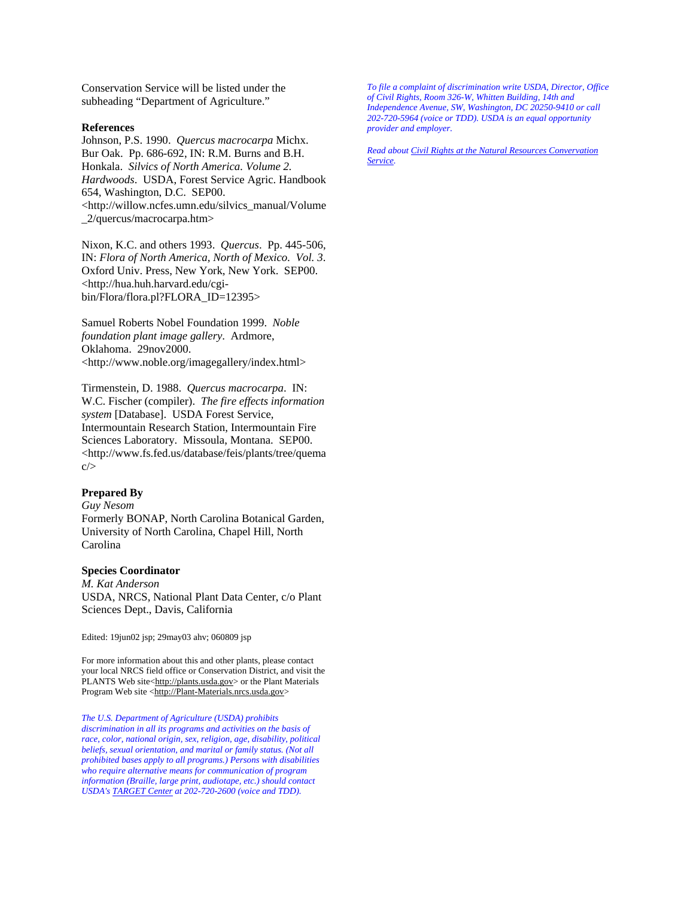Conservation Service will be listed under the subheading "Department of Agriculture."

**References**

Johnson, P.S. 1990. *Quercus macrocarpa* Michx. Bur Oak. Pp. 686-692, IN: R.M. Burns and B.H. Honkala. *Silvics of North America. Volume 2. Hardwoods*. USDA, Forest Service Agric. Handbook 654, Washington, D.C. SEP00. <http://willow.ncfes.umn.edu/silvics_manual/Volume_2/quercus/macrocarpa.htm>

Nixon, K.C. and others 1993. *Quercus*. Pp. 445-506, IN: *Flora of North America, North of Mexico. Vol. 3*. Oxford Univ. Press, New York, New York. SEP00. <http://hua.huh.harvard.edu/cgi-bin/Flora/flora.pl?FLORA_ID=12395>

Samuel Roberts Nobel Foundation 1999. *Noble foundation plant image gallery*. Ardmore, Oklahoma. 29nov2000. <http://www.noble.org/imagegallery/index.html>

Tirmenstein, D. 1988. *Quercus macrocarpa*. IN: W.C. Fischer (compiler). *The fire effects information system* [Database]. USDA Forest Service, Intermountain Research Station, Intermountain Fire Sciences Laboratory. Missoula, Montana. SEP00. <http://www.fs.fed.us/database/feis/plants/tree/quemac/>

**Prepared By**

*Guy Nesom*
Formerly BONAP, North Carolina Botanical Garden, University of North Carolina, Chapel Hill, North Carolina

**Species Coordinator**

*M. Kat Anderson*
USDA, NRCS, National Plant Data Center, c/o Plant Sciences Dept., Davis, California

Edited: 19jun02 jsp; 29may03 ahv; 060809 jsp

For more information about this and other plants, please contact your local NRCS field office or Conservation District, and visit the PLANTS Web site<http://plants.usda.gov> or the Plant Materials Program Web site <http://Plant-Materials.nrcs.usda.gov>

*The U.S. Department of Agriculture (USDA) prohibits discrimination in all its programs and activities on the basis of race, color, national origin, sex, religion, age, disability, political beliefs, sexual orientation, and marital or family status. (Not all prohibited bases apply to all programs.) Persons with disabilities who require alternative means for communication of program information (Braille, large print, audiotape, etc.) should contact USDA's TARGET Center at 202-720-2600 (voice and TDD).*

*To file a complaint of discrimination write USDA, Director, Office of Civil Rights, Room 326-W, Whitten Building, 14th and Independence Avenue, SW, Washington, DC 20250-9410 or call 202-720-5964 (voice or TDD). USDA is an equal opportunity provider and employer.*

*Read about Civil Rights at the Natural Resources Convervation Service.*